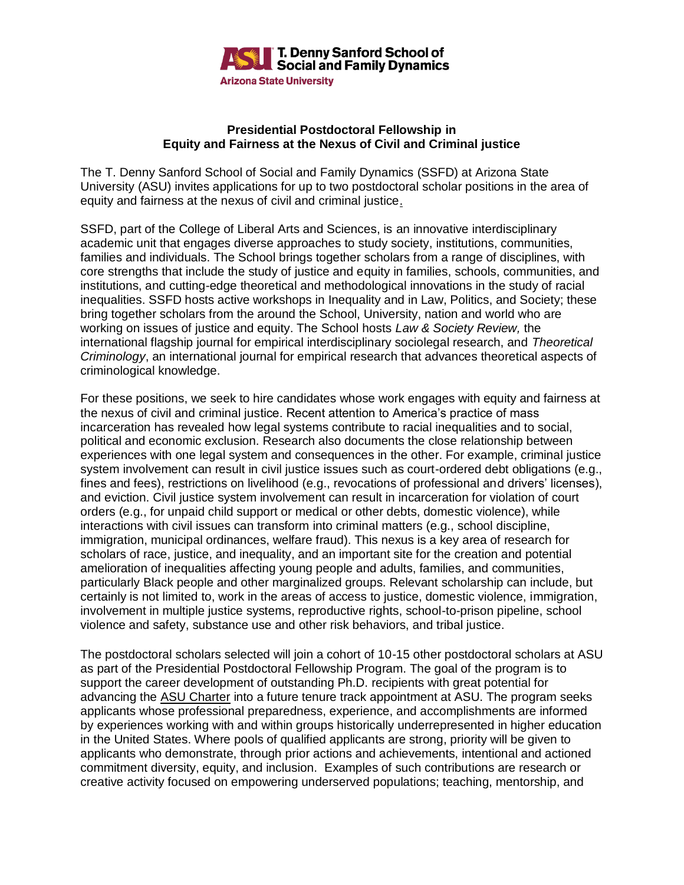T. Denny Sanford School of Social and Family Dynamics
Arizona State University

**Presidential Postdoctoral Fellowship in Equity and Fairness at the Nexus of Civil and Criminal justice**

The T. Denny Sanford School of Social and Family Dynamics (SSFD) at Arizona State University (ASU) invites applications for up to two postdoctoral scholar positions in the area of equity and fairness at the nexus of civil and criminal justice.

SSFD, part of the College of Liberal Arts and Sciences, is an innovative interdisciplinary academic unit that engages diverse approaches to study society, institutions, communities, families and individuals. The School brings together scholars from a range of disciplines, with core strengths that include the study of justice and equity in families, schools, communities, and institutions, and cutting-edge theoretical and methodological innovations in the study of racial inequalities. SSFD hosts active workshops in Inequality and in Law, Politics, and Society; these bring together scholars from the around the School, University, nation and world who are working on issues of justice and equity. The School hosts *Law & Society Review,* the international flagship journal for empirical interdisciplinary sociolegal research, and *Theoretical Criminology*, an international journal for empirical research that advances theoretical aspects of criminological knowledge.

For these positions, we seek to hire candidates whose work engages with equity and fairness at the nexus of civil and criminal justice. Recent attention to America's practice of mass incarceration has revealed how legal systems contribute to racial inequalities and to social, political and economic exclusion. Research also documents the close relationship between experiences with one legal system and consequences in the other. For example, criminal justice system involvement can result in civil justice issues such as court-ordered debt obligations (e.g., fines and fees), restrictions on livelihood (e.g., revocations of professional and drivers' licenses), and eviction. Civil justice system involvement can result in incarceration for violation of court orders (e.g., for unpaid child support or medical or other debts, domestic violence), while interactions with civil issues can transform into criminal matters (e.g., school discipline, immigration, municipal ordinances, welfare fraud). This nexus is a key area of research for scholars of race, justice, and inequality, and an important site for the creation and potential amelioration of inequalities affecting young people and adults, families, and communities, particularly Black people and other marginalized groups. Relevant scholarship can include, but certainly is not limited to, work in the areas of access to justice, domestic violence, immigration, involvement in multiple justice systems, reproductive rights, school-to-prison pipeline, school violence and safety, substance use and other risk behaviors, and tribal justice.

The postdoctoral scholars selected will join a cohort of 10-15 other postdoctoral scholars at ASU as part of the Presidential Postdoctoral Fellowship Program. The goal of the program is to support the career development of outstanding Ph.D. recipients with great potential for advancing the ASU Charter into a future tenure track appointment at ASU. The program seeks applicants whose professional preparedness, experience, and accomplishments are informed by experiences working with and within groups historically underrepresented in higher education in the United States. Where pools of qualified applicants are strong, priority will be given to applicants who demonstrate, through prior actions and achievements, intentional and actioned commitment diversity, equity, and inclusion. Examples of such contributions are research or creative activity focused on empowering underserved populations; teaching, mentorship, and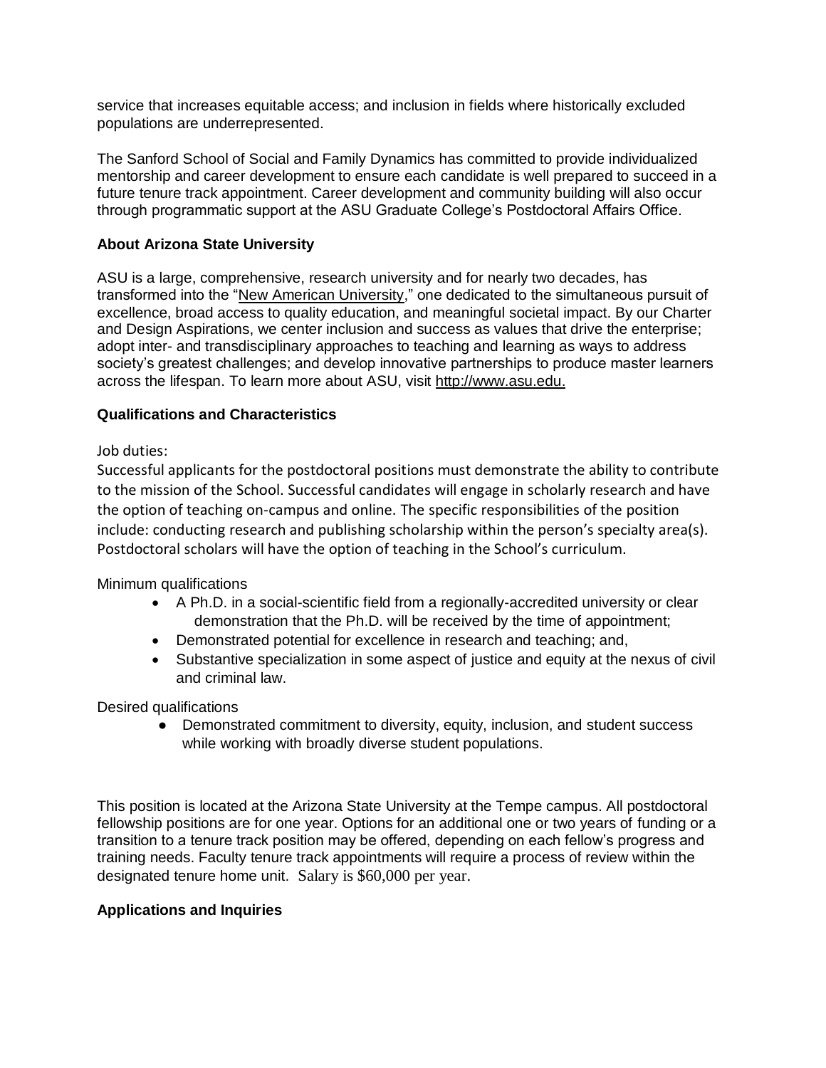service that increases equitable access; and inclusion in fields where historically excluded populations are underrepresented.

The Sanford School of Social and Family Dynamics has committed to provide individualized mentorship and career development to ensure each candidate is well prepared to succeed in a future tenure track appointment. Career development and community building will also occur through programmatic support at the ASU Graduate College's Postdoctoral Affairs Office.

**About Arizona State University**

ASU is a large, comprehensive, research university and for nearly two decades, has transformed into the "New American University," one dedicated to the simultaneous pursuit of excellence, broad access to quality education, and meaningful societal impact. By our Charter and Design Aspirations, we center inclusion and success as values that drive the enterprise; adopt inter- and transdisciplinary approaches to teaching and learning as ways to address society's greatest challenges; and develop innovative partnerships to produce master learners across the lifespan. To learn more about ASU, visit http://www.asu.edu.

**Qualifications and Characteristics**

Job duties:

Successful applicants for the postdoctoral positions must demonstrate the ability to contribute to the mission of the School. Successful candidates will engage in scholarly research and have the option of teaching on-campus and online. The specific responsibilities of the position include: conducting research and publishing scholarship within the person's specialty area(s). Postdoctoral scholars will have the option of teaching in the School's curriculum.

Minimum qualifications

- A Ph.D. in a social-scientific field from a regionally-accredited university or clear demonstration that the Ph.D. will be received by the time of appointment;
- Demonstrated potential for excellence in research and teaching; and,
- Substantive specialization in some aspect of justice and equity at the nexus of civil and criminal law.

Desired qualifications

- Demonstrated commitment to diversity, equity, inclusion, and student success while working with broadly diverse student populations.

This position is located at the Arizona State University at the Tempe campus. All postdoctoral fellowship positions are for one year. Options for an additional one or two years of funding or a transition to a tenure track position may be offered, depending on each fellow's progress and training needs. Faculty tenure track appointments will require a process of review within the designated tenure home unit. Salary is $60,000 per year.

**Applications and Inquiries**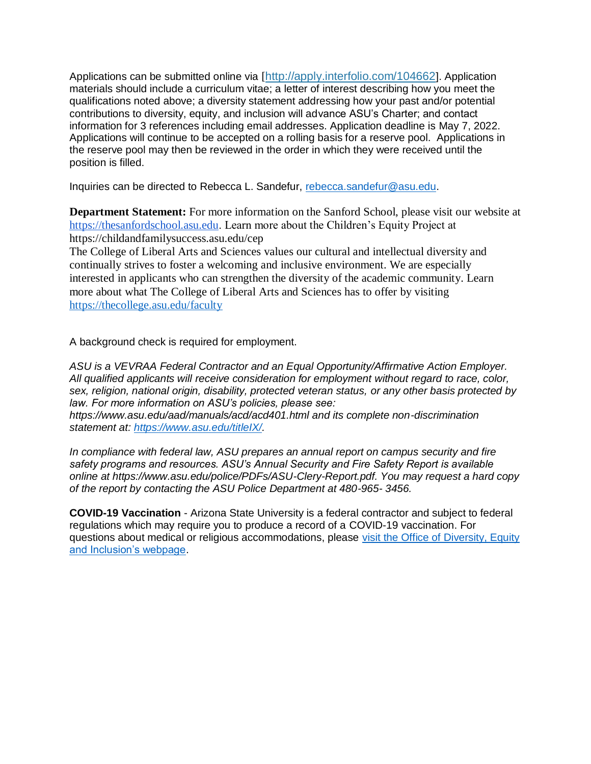Applications can be submitted online via [http://apply.interfolio.com/104662]. Application materials should include a curriculum vitae; a letter of interest describing how you meet the qualifications noted above; a diversity statement addressing how your past and/or potential contributions to diversity, equity, and inclusion will advance ASU's Charter; and contact information for 3 references including email addresses. Application deadline is May 7, 2022. Applications will continue to be accepted on a rolling basis for a reserve pool. Applications in the reserve pool may then be reviewed in the order in which they were received until the position is filled.

Inquiries can be directed to Rebecca L. Sandefur, rebecca.sandefur@asu.edu.

**Department Statement:** For more information on the Sanford School, please visit our website at https://thesanfordschool.asu.edu. Learn more about the Children's Equity Project at https://childandfamilysuccess.asu.edu/cep
The College of Liberal Arts and Sciences values our cultural and intellectual diversity and continually strives to foster a welcoming and inclusive environment. We are especially interested in applicants who can strengthen the diversity of the academic community. Learn more about what The College of Liberal Arts and Sciences has to offer by visiting https://thecollege.asu.edu/faculty

A background check is required for employment.

*ASU is a VEVRAA Federal Contractor and an Equal Opportunity/Affirmative Action Employer. All qualified applicants will receive consideration for employment without regard to race, color, sex, religion, national origin, disability, protected veteran status, or any other basis protected by law. For more information on ASU's policies, please see: https://www.asu.edu/aad/manuals/acd/acd401.html and its complete non-discrimination statement at: https://www.asu.edu/titleIX/.*

*In compliance with federal law, ASU prepares an annual report on campus security and fire safety programs and resources. ASU's Annual Security and Fire Safety Report is available online at https://www.asu.edu/police/PDFs/ASU-Clery-Report.pdf. You may request a hard copy of the report by contacting the ASU Police Department at 480-965- 3456.*

**COVID-19 Vaccination** - Arizona State University is a federal contractor and subject to federal regulations which may require you to produce a record of a COVID-19 vaccination. For questions about medical or religious accommodations, please visit the Office of Diversity, Equity and Inclusion's webpage.